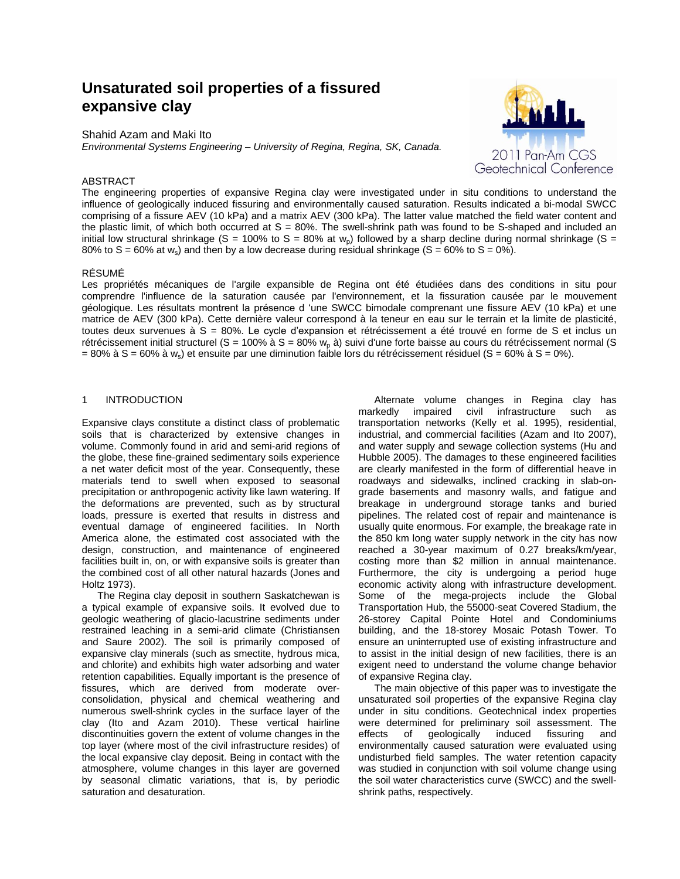# Unsaturated soil properties of a fissured expansive clay

Shahid Azam and Maki Ito
*Environmental Systems Engineering – University of Regina, Regina, SK, Canada.*

## ABSTRACT

The engineering properties of expansive Regina clay were investigated under in situ conditions to understand the influence of geologically induced fissuring and environmentally caused saturation. Results indicated a bi-modal SWCC comprising of a fissure AEV (10 kPa) and a matrix AEV (300 kPa). The latter value matched the field water content and the plastic limit, of which both occurred at S = 80%. The swell-shrink path was found to be S-shaped and included an initial low structural shrinkage (S = 100% to S = 80% at $w_p$) followed by a sharp decline during normal shrinkage (S = 80% to S = 60% at $w_s$) and then by a low decrease during residual shrinkage (S = 60% to S = 0%).

## RÉSUMÉ

Les propriétés mécaniques de l'argile expansible de Regina ont été étudiées dans des conditions in situ pour comprendre l'influence de la saturation causée par l'environnement, et la fissuration causée par le mouvement géologique. Les résultats montrent la présence d 'une SWCC bimodale comprenant une fissure AEV (10 kPa) et une matrice de AEV (300 kPa). Cette dernière valeur correspond à la teneur en eau sur le terrain et la limite de plasticité, toutes deux survenues à S = 80%. Le cycle d'expansion et rétrécissement a été trouvé en forme de S et inclus un rétrécissement initial structurel (S = 100% à S = 80% $w_p$ à) suivi d'une forte baisse au cours du rétrécissement normal (S = 80% à S = 60% à $w_s$) et ensuite par une diminution faible lors du rétrécissement résiduel (S = 60% à S = 0%).

## 1 INTRODUCTION

Expansive clays constitute a distinct class of problematic soils that is characterized by extensive changes in volume. Commonly found in arid and semi-arid regions of the globe, these fine-grained sedimentary soils experience a net water deficit most of the year. Consequently, these materials tend to swell when exposed to seasonal precipitation or anthropogenic activity like lawn watering. If the deformations are prevented, such as by structural loads, pressure is exerted that results in distress and eventual damage of engineered facilities. In North America alone, the estimated cost associated with the design, construction, and maintenance of engineered facilities built in, on, or with expansive soils is greater than the combined cost of all other natural hazards (Jones and Holtz 1973).

The Regina clay deposit in southern Saskatchewan is a typical example of expansive soils. It evolved due to geologic weathering of glacio-lacustrine sediments under restrained leaching in a semi-arid climate (Christiansen and Saure 2002). The soil is primarily composed of expansive clay minerals (such as smectite, hydrous mica, and chlorite) and exhibits high water adsorbing and water retention capabilities. Equally important is the presence of fissures, which are derived from moderate over-consolidation, physical and chemical weathering and numerous swell-shrink cycles in the surface layer of the clay (Ito and Azam 2010). These vertical hairline discontinuities govern the extent of volume changes in the top layer (where most of the civil infrastructure resides) of the local expansive clay deposit. Being in contact with the atmosphere, volume changes in this layer are governed by seasonal climatic variations, that is, by periodic saturation and desaturation.

Alternate volume changes in Regina clay has markedly impaired civil infrastructure such as transportation networks (Kelly et al. 1995), residential, industrial, and commercial facilities (Azam and Ito 2007), and water supply and sewage collection systems (Hu and Hubble 2005). The damages to these engineered facilities are clearly manifested in the form of differential heave in roadways and sidewalks, inclined cracking in slab-on-grade basements and masonry walls, and fatigue and breakage in underground storage tanks and buried pipelines. The related cost of repair and maintenance is usually quite enormous. For example, the breakage rate in the 850 km long water supply network in the city has now reached a 30-year maximum of 0.27 breaks/km/year, costing more than $2 million in annual maintenance. Furthermore, the city is undergoing a period huge economic activity along with infrastructure development. Some of the mega-projects include the Global Transportation Hub, the 55000-seat Covered Stadium, the 26-storey Capital Pointe Hotel and Condominiums building, and the 18-storey Mosaic Potash Tower. To ensure an uninterrupted use of existing infrastructure and to assist in the initial design of new facilities, there is an exigent need to understand the volume change behavior of expansive Regina clay.

The main objective of this paper was to investigate the unsaturated soil properties of the expansive Regina clay under in situ conditions. Geotechnical index properties were determined for preliminary soil assessment. The effects of geologically induced fissuring and environmentally caused saturation were evaluated using undisturbed field samples. The water retention capacity was studied in conjunction with soil volume change using the soil water characteristics curve (SWCC) and the swell-shrink paths, respectively.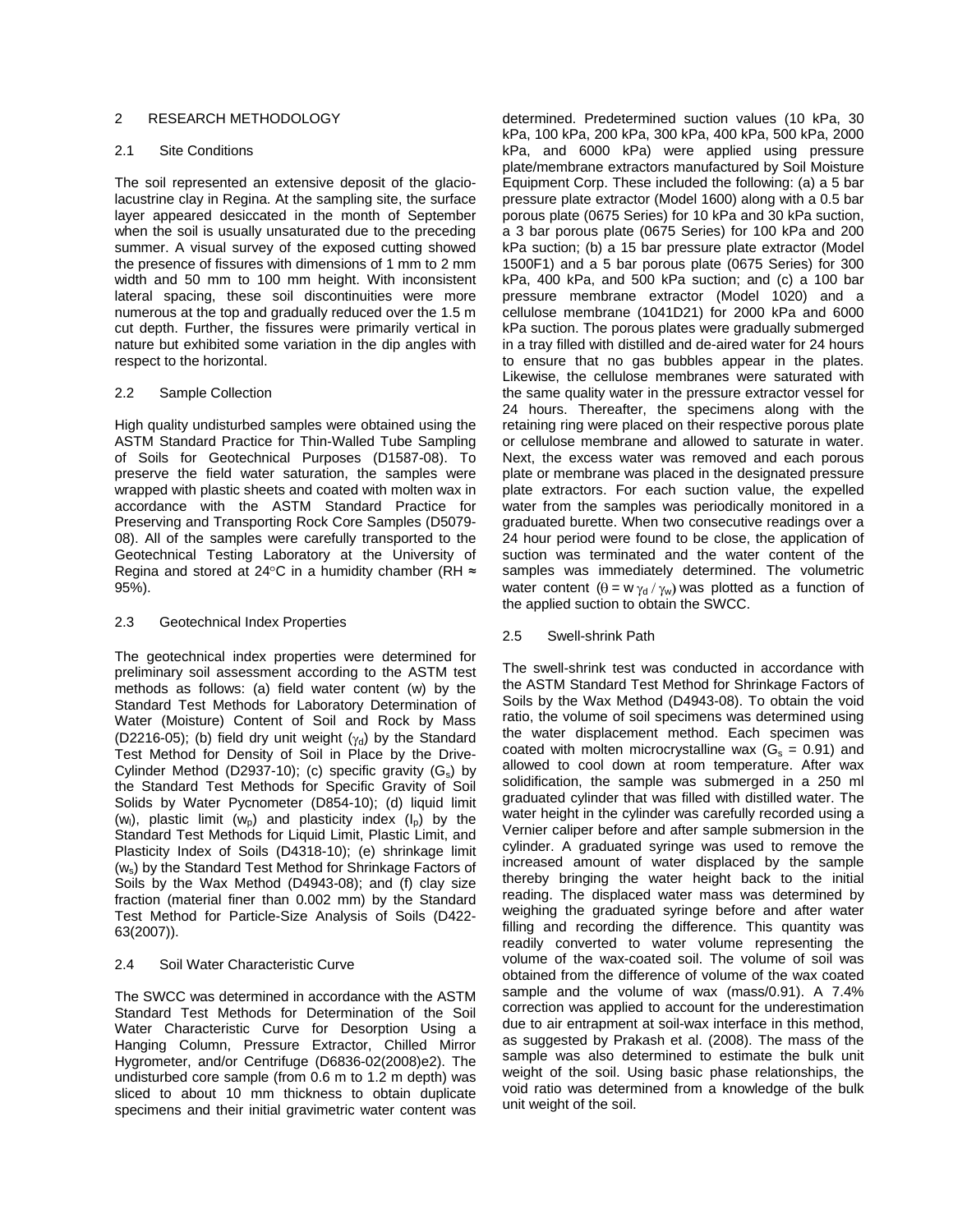## 2 RESEARCH METHODOLOGY

### 2.1 Site Conditions

The soil represented an extensive deposit of the glacio-lacustrine clay in Regina. At the sampling site, the surface layer appeared desiccated in the month of September when the soil is usually unsaturated due to the preceding summer. A visual survey of the exposed cutting showed the presence of fissures with dimensions of 1 mm to 2 mm width and 50 mm to 100 mm height. With inconsistent lateral spacing, these soil discontinuities were more numerous at the top and gradually reduced over the 1.5 m cut depth. Further, the fissures were primarily vertical in nature but exhibited some variation in the dip angles with respect to the horizontal.

### 2.2 Sample Collection

High quality undisturbed samples were obtained using the ASTM Standard Practice for Thin-Walled Tube Sampling of Soils for Geotechnical Purposes (D1587-08). To preserve the field water saturation, the samples were wrapped with plastic sheets and coated with molten wax in accordance with the ASTM Standard Practice for Preserving and Transporting Rock Core Samples (D5079-08). All of the samples were carefully transported to the Geotechnical Testing Laboratory at the University of Regina and stored at 24°C in a humidity chamber (RH ≈ 95%).

### 2.3 Geotechnical Index Properties

The geotechnical index properties were determined for preliminary soil assessment according to the ASTM test methods as follows: (a) field water content (w) by the Standard Test Methods for Laboratory Determination of Water (Moisture) Content of Soil and Rock by Mass (D2216-05); (b) field dry unit weight ($\gamma_d$) by the Standard Test Method for Density of Soil in Place by the Drive-Cylinder Method (D2937-10); (c) specific gravity ($G_s$) by the Standard Test Methods for Specific Gravity of Soil Solids by Water Pycnometer (D854-10); (d) liquid limit ($w_l$), plastic limit ($w_p$) and plasticity index ($I_p$) by the Standard Test Methods for Liquid Limit, Plastic Limit, and Plasticity Index of Soils (D4318-10); (e) shrinkage limit ($w_s$) by the Standard Test Method for Shrinkage Factors of Soils by the Wax Method (D4943-08); and (f) clay size fraction (material finer than 0.002 mm) by the Standard Test Method for Particle-Size Analysis of Soils (D422-63(2007)).

### 2.4 Soil Water Characteristic Curve

The SWCC was determined in accordance with the ASTM Standard Test Methods for Determination of the Soil Water Characteristic Curve for Desorption Using a Hanging Column, Pressure Extractor, Chilled Mirror Hygrometer, and/or Centrifuge (D6836-02(2008)e2). The undisturbed core sample (from 0.6 m to 1.2 m depth) was sliced to about 10 mm thickness to obtain duplicate specimens and their initial gravimetric water content was determined. Predetermined suction values (10 kPa, 30 kPa, 100 kPa, 200 kPa, 300 kPa, 400 kPa, 500 kPa, 2000 kPa, and 6000 kPa) were applied using pressure plate/membrane extractors manufactured by Soil Moisture Equipment Corp. These included the following: (a) a 5 bar pressure plate extractor (Model 1600) along with a 0.5 bar porous plate (0675 Series) for 10 kPa and 30 kPa suction, a 3 bar porous plate (0675 Series) for 100 kPa and 200 kPa suction; (b) a 15 bar pressure plate extractor (Model 1500F1) and a 5 bar porous plate (0675 Series) for 300 kPa, 400 kPa, and 500 kPa suction; and (c) a 100 bar pressure membrane extractor (Model 1020) and a cellulose membrane (1041D21) for 2000 kPa and 6000 kPa suction. The porous plates were gradually submerged in a tray filled with distilled and de-aired water for 24 hours to ensure that no gas bubbles appear in the plates. Likewise, the cellulose membranes were saturated with the same quality water in the pressure extractor vessel for 24 hours. Thereafter, the specimens along with the retaining ring were placed on their respective porous plate or cellulose membrane and allowed to saturate in water. Next, the excess water was removed and each porous plate or membrane was placed in the designated pressure plate extractors. For each suction value, the expelled water from the samples was periodically monitored in a graduated burette. When two consecutive readings over a 24 hour period were found to be close, the application of suction was terminated and the water content of the samples was immediately determined. The volumetric water content ($\theta = w\,\gamma_d / \gamma_w$) was plotted as a function of the applied suction to obtain the SWCC.

### 2.5 Swell-shrink Path

The swell-shrink test was conducted in accordance with the ASTM Standard Test Method for Shrinkage Factors of Soils by the Wax Method (D4943-08). To obtain the void ratio, the volume of soil specimens was determined using the water displacement method. Each specimen was coated with molten microcrystalline wax ($G_s$ = 0.91) and allowed to cool down at room temperature. After wax solidification, the sample was submerged in a 250 ml graduated cylinder that was filled with distilled water. The water height in the cylinder was carefully recorded using a Vernier caliper before and after sample submersion in the cylinder. A graduated syringe was used to remove the increased amount of water displaced by the sample thereby bringing the water height back to the initial reading. The displaced water mass was determined by weighing the graduated syringe before and after water filling and recording the difference. This quantity was readily converted to water volume representing the volume of the wax-coated soil. The volume of soil was obtained from the difference of volume of the wax coated sample and the volume of wax (mass/0.91). A 7.4% correction was applied to account for the underestimation due to air entrapment at soil-wax interface in this method, as suggested by Prakash et al. (2008). The mass of the sample was also determined to estimate the bulk unit weight of the soil. Using basic phase relationships, the void ratio was determined from a knowledge of the bulk unit weight of the soil.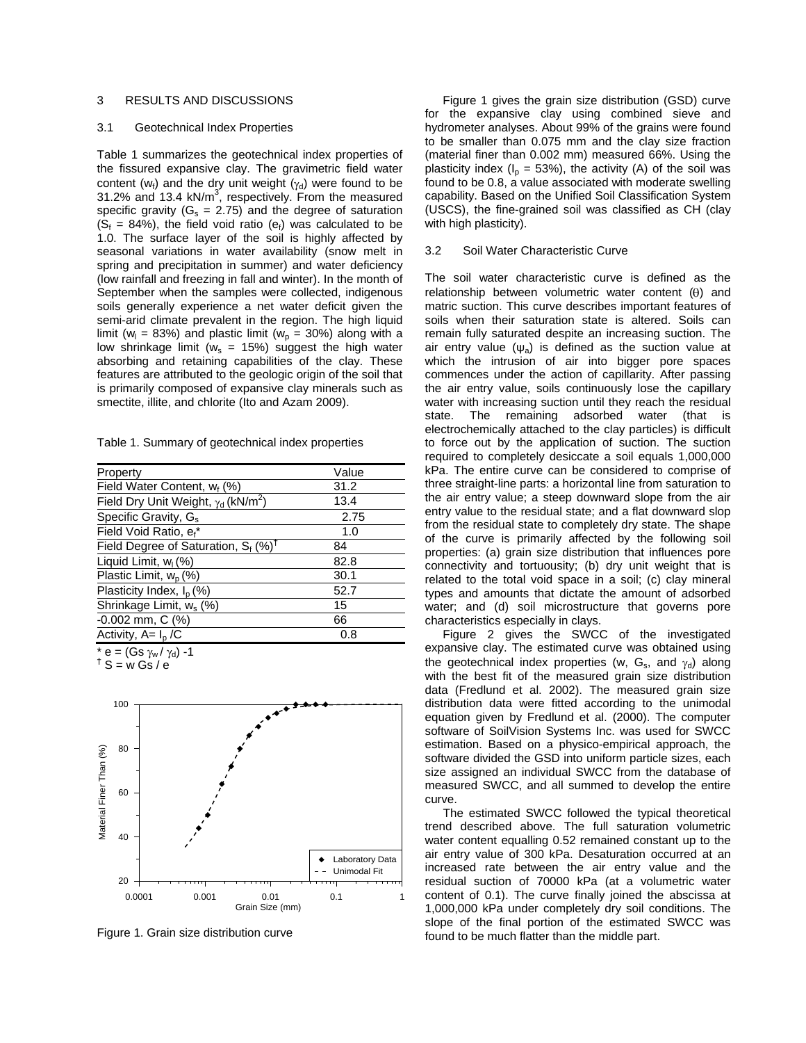## 3 RESULTS AND DISCUSSIONS

### 3.1 Geotechnical Index Properties

Table 1 summarizes the geotechnical index properties of the fissured expansive clay. The gravimetric field water content ($w_f$) and the dry unit weight ($\gamma_d$) were found to be 31.2% and 13.4 kN/m$^3$, respectively. From the measured specific gravity ($G_s$ = 2.75) and the degree of saturation ($S_f$ = 84%), the field void ratio ($e_f$) was calculated to be 1.0. The surface layer of the soil is highly affected by seasonal variations in water availability (snow melt in spring and precipitation in summer) and water deficiency (low rainfall and freezing in fall and winter). In the month of September when the samples were collected, indigenous soils generally experience a net water deficit given the semi-arid climate prevalent in the region. The high liquid limit ($w_l$ = 83%) and plastic limit ($w_p$ = 30%) along with a low shrinkage limit ($w_s$ = 15%) suggest the high water absorbing and retaining capabilities of the clay. These features are attributed to the geologic origin of the soil that is primarily composed of expansive clay minerals such as smectite, illite, and chlorite (Ito and Azam 2009).

Table 1. Summary of geotechnical index properties

| Property | Value |
|---|---|
| Field Water Content, $w_f$ (%) | 31.2 |
| Field Dry Unit Weight, $\gamma_d$ (kN/m$^2$) | 13.4 |
| Specific Gravity, $G_s$ | 2.75 |
| Field Void Ratio, $e_f$* | 1.0 |
| Field Degree of Saturation, $S_f$ (%)[†] | 84 |
| Liquid Limit, $w_l$ (%) | 82.8 |
| Plastic Limit, $w_p$ (%) | 30.1 |
| Plasticity Index, $I_p$ (%) | 52.7 |
| Shrinkage Limit, $w_s$ (%) | 15 |
| -0.002 mm, C (%) | 66 |
| Activity, A= $I_p$ /C | 0.8 |

* $e = (G_s \gamma_w / \gamma_d) - 1$
[†] $S = w\,G_s / e$

Figure 1. Grain size distribution curve

Figure 1 gives the grain size distribution (GSD) curve for the expansive clay using combined sieve and hydrometer analyses. About 99% of the grains were found to be smaller than 0.075 mm and the clay size fraction (material finer than 0.002 mm) measured 66%. Using the plasticity index ($I_p$ = 53%), the activity (A) of the soil was found to be 0.8, a value associated with moderate swelling capability. Based on the Unified Soil Classification System (USCS), the fine-grained soil was classified as CH (clay with high plasticity).

### 3.2 Soil Water Characteristic Curve

The soil water characteristic curve is defined as the relationship between volumetric water content ($\theta$) and matric suction. This curve describes important features of soils when their saturation state is altered. Soils can remain fully saturated despite an increasing suction. The air entry value ($\psi_a$) is defined as the suction value at which the intrusion of air into bigger pore spaces commences under the action of capillarity. After passing the air entry value, soils continuously lose the capillary water with increasing suction until they reach the residual state. The remaining adsorbed water (that is electrochemically attached to the clay particles) is difficult to force out by the application of suction. The suction required to completely desiccate a soil equals 1,000,000 kPa. The entire curve can be considered to comprise of three straight-line parts: a horizontal line from saturation to the air entry value; a steep downward slope from the air entry value to the residual state; and a flat downward slop from the residual state to completely dry state. The shape of the curve is primarily affected by the following soil properties: (a) grain size distribution that influences pore connectivity and tortuousity; (b) dry unit weight that is related to the total void space in a soil; (c) clay mineral types and amounts that dictate the amount of adsorbed water; and (d) soil microstructure that governs pore characteristics especially in clays.

Figure 2 gives the SWCC of the investigated expansive clay. The estimated curve was obtained using the geotechnical index properties (w, $G_s$, and $\gamma_d$) along with the best fit of the measured grain size distribution data (Fredlund et al. 2002). The measured grain size distribution data were fitted according to the unimodal equation given by Fredlund et al. (2000). The computer software of SoilVision Systems Inc. was used for SWCC estimation. Based on a physico-empirical approach, the software divided the GSD into uniform particle sizes, each size assigned an individual SWCC from the database of measured SWCC, and all summed to develop the entire curve.

The estimated SWCC followed the typical theoretical trend described above. The full saturation volumetric water content equalling 0.52 remained constant up to the air entry value of 300 kPa. Desaturation occurred at an increased rate between the air entry value and the residual suction of 70000 kPa (at a volumetric water content of 0.1). The curve finally joined the abscissa at 1,000,000 kPa under completely dry soil conditions. The slope of the final portion of the estimated SWCC was found to be much flatter than the middle part.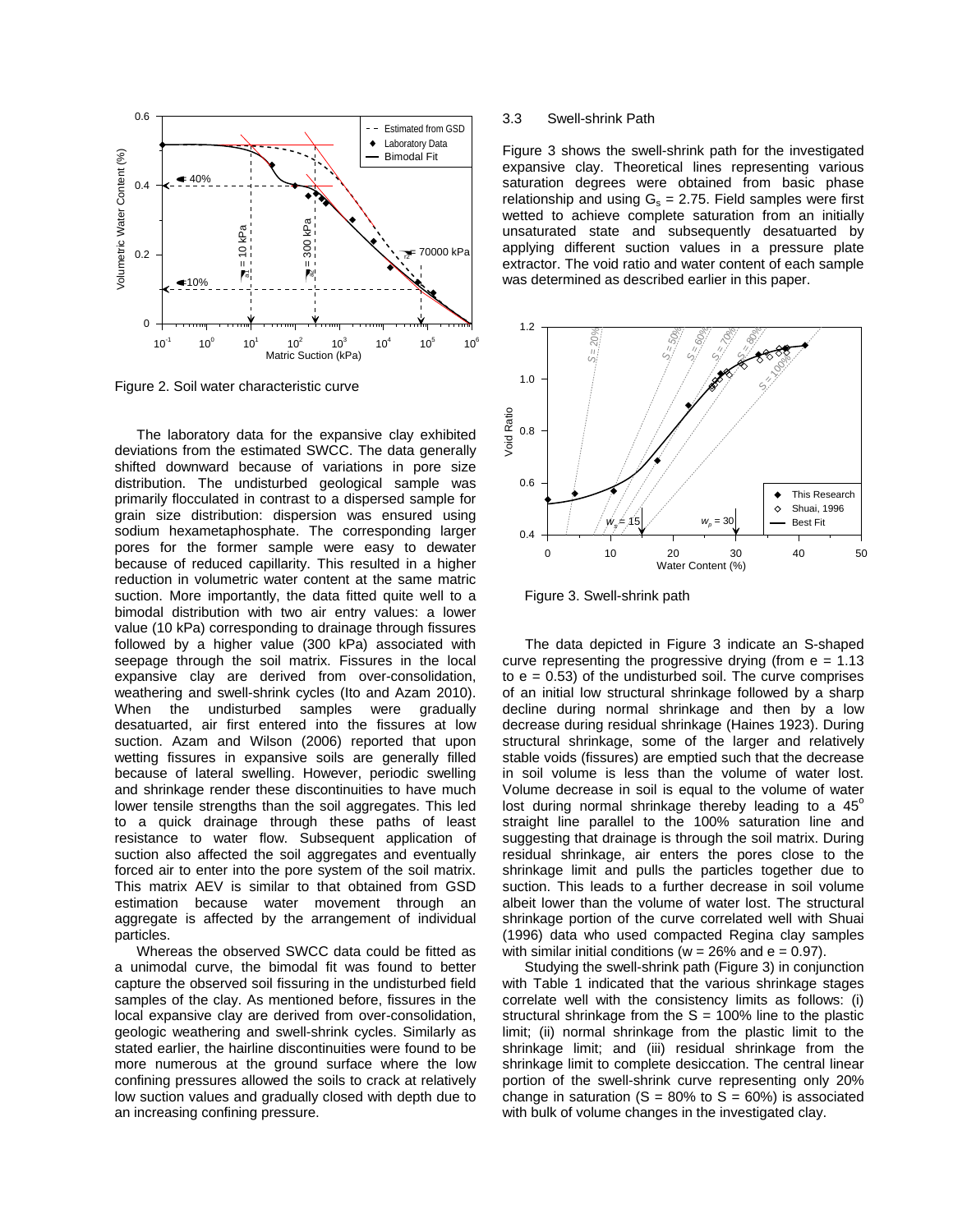Figure 2. Soil water characteristic curve

The laboratory data for the expansive clay exhibited deviations from the estimated SWCC. The data generally shifted downward because of variations in pore size distribution. The undisturbed geological sample was primarily flocculated in contrast to a dispersed sample for grain size distribution: dispersion was ensured using sodium hexametaphosphate. The corresponding larger pores for the former sample were easy to dewater because of reduced capillarity. This resulted in a higher reduction in volumetric water content at the same matric suction. More importantly, the data fitted quite well to a bimodal distribution with two air entry values: a lower value (10 kPa) corresponding to drainage through fissures followed by a higher value (300 kPa) associated with seepage through the soil matrix. Fissures in the local expansive clay are derived from over-consolidation, weathering and swell-shrink cycles (Ito and Azam 2010). When the undisturbed samples were gradually desatuarted, air first entered into the fissures at low suction. Azam and Wilson (2006) reported that upon wetting fissures in expansive soils are generally filled because of lateral swelling. However, periodic swelling and shrinkage render these discontinuities to have much lower tensile strengths than the soil aggregates. This led to a quick drainage through these paths of least resistance to water flow. Subsequent application of suction also affected the soil aggregates and eventually forced air to enter into the pore system of the soil matrix. This matrix AEV is similar to that obtained from GSD estimation because water movement through an aggregate is affected by the arrangement of individual particles.

Whereas the observed SWCC data could be fitted as a unimodal curve, the bimodal fit was found to better capture the observed soil fissuring in the undisturbed field samples of the clay. As mentioned before, fissures in the local expansive clay are derived from over-consolidation, geologic weathering and swell-shrink cycles. Similarly as stated earlier, the hairline discontinuities were found to be more numerous at the ground surface where the low confining pressures allowed the soils to crack at relatively low suction values and gradually closed with depth due to an increasing confining pressure.

### 3.3 Swell-shrink Path

Figure 3 shows the swell-shrink path for the investigated expansive clay. Theoretical lines representing various saturation degrees were obtained from basic phase relationship and using $G_s$ = 2.75. Field samples were first wetted to achieve complete saturation from an initially unsaturated state and subsequently desatuarted by applying different suction values in a pressure plate extractor. The void ratio and water content of each sample was determined as described earlier in this paper.

Figure 3. Swell-shrink path

The data depicted in Figure 3 indicate an S-shaped curve representing the progressive drying (from e = 1.13 to e = 0.53) of the undisturbed soil. The curve comprises of an initial low structural shrinkage followed by a sharp decline during normal shrinkage and then by a low decrease during residual shrinkage (Haines 1923). During structural shrinkage, some of the larger and relatively stable voids (fissures) are emptied such that the decrease in soil volume is less than the volume of water lost. Volume decrease in soil is equal to the volume of water lost during normal shrinkage thereby leading to a 45$^{o}$ straight line parallel to the 100% saturation line and suggesting that drainage is through the soil matrix. During residual shrinkage, air enters the pores close to the shrinkage limit and pulls the particles together due to suction. This leads to a further decrease in soil volume albeit lower than the volume of water lost. The structural shrinkage portion of the curve correlated well with Shuai (1996) data who used compacted Regina clay samples with similar initial conditions (w = 26% and e = 0.97).

Studying the swell-shrink path (Figure 3) in conjunction with Table 1 indicated that the various shrinkage stages correlate well with the consistency limits as follows: (i) structural shrinkage from the S = 100% line to the plastic limit; (ii) normal shrinkage from the plastic limit to the shrinkage limit; and (iii) residual shrinkage from the shrinkage limit to complete desiccation. The central linear portion of the swell-shrink curve representing only 20% change in saturation (S = 80% to S = 60%) is associated with bulk of volume changes in the investigated clay.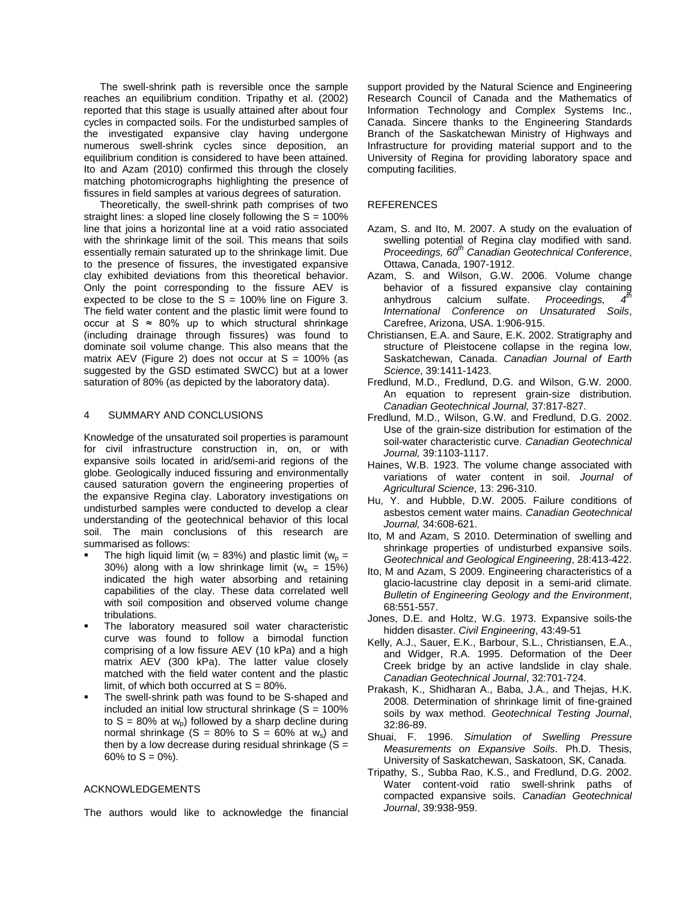The swell-shrink path is reversible once the sample reaches an equilibrium condition. Tripathy et al. (2002) reported that this stage is usually attained after about four cycles in compacted soils. For the undisturbed samples of the investigated expansive clay having undergone numerous swell-shrink cycles since deposition, an equilibrium condition is considered to have been attained. Ito and Azam (2010) confirmed this through the closely matching photomicrographs highlighting the presence of fissures in field samples at various degrees of saturation.

Theoretically, the swell-shrink path comprises of two straight lines: a sloped line closely following the S = 100% line that joins a horizontal line at a void ratio associated with the shrinkage limit of the soil. This means that soils essentially remain saturated up to the shrinkage limit. Due to the presence of fissures, the investigated expansive clay exhibited deviations from this theoretical behavior. Only the point corresponding to the fissure AEV is expected to be close to the S = 100% line on Figure 3. The field water content and the plastic limit were found to occur at S ≈ 80% up to which structural shrinkage (including drainage through fissures) was found to dominate soil volume change. This also means that the matrix AEV (Figure 2) does not occur at S = 100% (as suggested by the GSD estimated SWCC) but at a lower saturation of 80% (as depicted by the laboratory data).

## 4 SUMMARY AND CONCLUSIONS

Knowledge of the unsaturated soil properties is paramount for civil infrastructure construction in, on, or with expansive soils located in arid/semi-arid regions of the globe. Geologically induced fissuring and environmentally caused saturation govern the engineering properties of the expansive Regina clay. Laboratory investigations on undisturbed samples were conducted to develop a clear understanding of the geotechnical behavior of this local soil. The main conclusions of this research are summarised as follows:

- The high liquid limit ($w_l$ = 83%) and plastic limit ($w_p$ = 30%) along with a low shrinkage limit ($w_s$ = 15%) indicated the high water absorbing and retaining capabilities of the clay. These data correlated well with soil composition and observed volume change tribulations.
- The laboratory measured soil water characteristic curve was found to follow a bimodal function comprising of a low fissure AEV (10 kPa) and a high matrix AEV (300 kPa). The latter value closely matched with the field water content and the plastic limit, of which both occurred at S = 80%.
- The swell-shrink path was found to be S-shaped and included an initial low structural shrinkage (S = 100% to S = 80% at $w_p$) followed by a sharp decline during normal shrinkage (S = 80% to S = 60% at $w_s$) and then by a low decrease during residual shrinkage (S = 60% to S = 0%).

## ACKNOWLEDGEMENTS

The authors would like to acknowledge the financial support provided by the Natural Science and Engineering Research Council of Canada and the Mathematics of Information Technology and Complex Systems Inc., Canada. Sincere thanks to the Engineering Standards Branch of the Saskatchewan Ministry of Highways and Infrastructure for providing material support and to the University of Regina for providing laboratory space and computing facilities.

## REFERENCES

Azam, S. and Ito, M. 2007. A study on the evaluation of swelling potential of Regina clay modified with sand. *Proceedings, 60th Canadian Geotechnical Conference*, Ottawa, Canada, 1907-1912.

Azam, S. and Wilson, G.W. 2006. Volume change behavior of a fissured expansive clay containing anhydrous calcium sulfate. *Proceedings, 4th International Conference on Unsaturated Soils*, Carefree, Arizona, USA. 1:906-915.

Christiansen, E.A. and Saure, E.K. 2002. Stratigraphy and structure of Pleistocene collapse in the regina low, Saskatchewan, Canada. *Canadian Journal of Earth Science*, 39:1411-1423.

Fredlund, M.D., Fredlund, D.G. and Wilson, G.W. 2000. An equation to represent grain-size distribution. *Canadian Geotechnical Journal,* 37:817-827.

Fredlund, M.D., Wilson, G.W. and Fredlund, D.G. 2002. Use of the grain-size distribution for estimation of the soil-water characteristic curve. *Canadian Geotechnical Journal,* 39:1103-1117.

Haines, W.B. 1923. The volume change associated with variations of water content in soil. *Journal of Agricultural Science*, 13: 296-310.

Hu, Y. and Hubble, D.W. 2005. Failure conditions of asbestos cement water mains. *Canadian Geotechnical Journal,* 34:608-621.

Ito, M and Azam, S 2010. Determination of swelling and shrinkage properties of undisturbed expansive soils. *Geotechnical and Geological Engineering*, 28:413-422.

Ito, M and Azam, S 2009. Engineering characteristics of a glacio-lacustrine clay deposit in a semi-arid climate. *Bulletin of Engineering Geology and the Environment*, 68:551-557.

Jones, D.E. and Holtz, W.G. 1973. Expansive soils-the hidden disaster. *Civil Engineering*, 43:49-51

Kelly, A.J., Sauer, E.K., Barbour, S.L., Christiansen, E.A., and Widger, R.A. 1995. Deformation of the Deer Creek bridge by an active landslide in clay shale. *Canadian Geotechnical Journal*, 32:701-724.

Prakash, K., Shidharan A., Baba, J.A., and Thejas, H.K. 2008. Determination of shrinkage limit of fine-grained soils by wax method. *Geotechnical Testing Journal*, 32:86-89.

Shuai, F. 1996. *Simulation of Swelling Pressure Measurements on Expansive Soils*. Ph.D. Thesis, University of Saskatchewan, Saskatoon, SK, Canada.

Tripathy, S., Subba Rao, K.S., and Fredlund, D.G. 2002. Water content-void ratio swell-shrink paths of compacted expansive soils. *Canadian Geotechnical Journal*, 39:938-959.